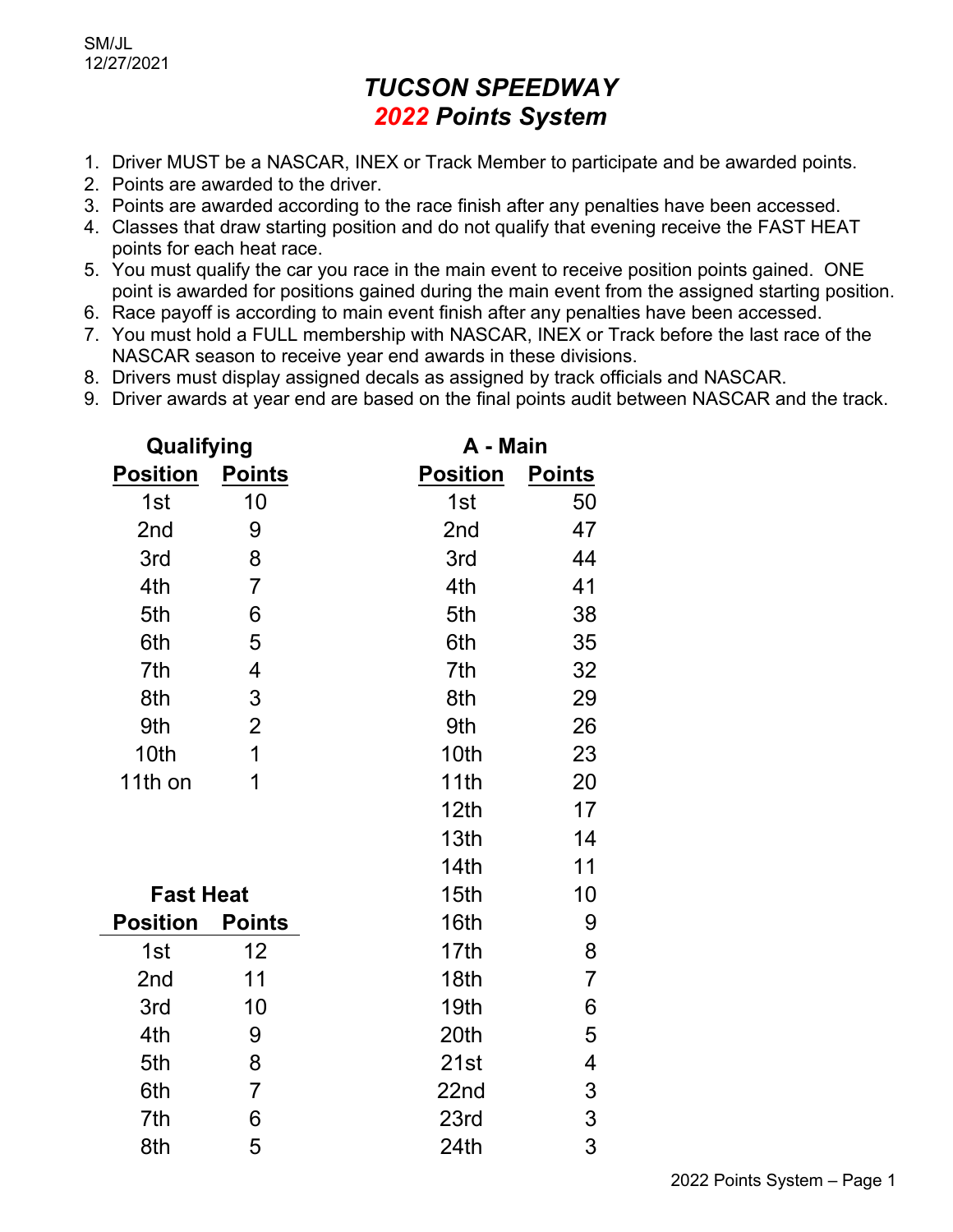SM/JL
12/27/2021

# *TUCSON SPEEDWAY*
## *2022 Points System*

1. Driver MUST be a NASCAR, INEX or Track Member to participate and be awarded points.
2. Points are awarded to the driver.
3. Points are awarded according to the race finish after any penalties have been accessed.
4. Classes that draw starting position and do not qualify that evening receive the FAST HEAT points for each heat race.
5. You must qualify the car you race in the main event to receive position points gained. ONE point is awarded for positions gained during the main event from the assigned starting position.
6. Race payoff is according to main event finish after any penalties have been accessed.
7. You must hold a FULL membership with NASCAR, INEX or Track before the last race of the NASCAR season to receive year end awards in these divisions.
8. Drivers must display assigned decals as assigned by track officials and NASCAR.
9. Driver awards at year end are based on the final points audit between NASCAR and the track.

### Qualifying

| Position | Points |
|---|---|
| 1st | 10 |
| 2nd | 9 |
| 3rd | 8 |
| 4th | 7 |
| 5th | 6 |
| 6th | 5 |
| 7th | 4 |
| 8th | 3 |
| 9th | 2 |
| 10th | 1 |
| 11th on | 1 |

### Fast Heat

| Position | Points |
|---|---|
| 1st | 12 |
| 2nd | 11 |
| 3rd | 10 |
| 4th | 9 |
| 5th | 8 |
| 6th | 7 |
| 7th | 6 |
| 8th | 5 |

### A - Main

| Position | Points |
|---|---|
| 1st | 50 |
| 2nd | 47 |
| 3rd | 44 |
| 4th | 41 |
| 5th | 38 |
| 6th | 35 |
| 7th | 32 |
| 8th | 29 |
| 9th | 26 |
| 10th | 23 |
| 11th | 20 |
| 12th | 17 |
| 13th | 14 |
| 14th | 11 |
| 15th | 10 |
| 16th | 9 |
| 17th | 8 |
| 18th | 7 |
| 19th | 6 |
| 20th | 5 |
| 21st | 4 |
| 22nd | 3 |
| 23rd | 3 |
| 24th | 3 |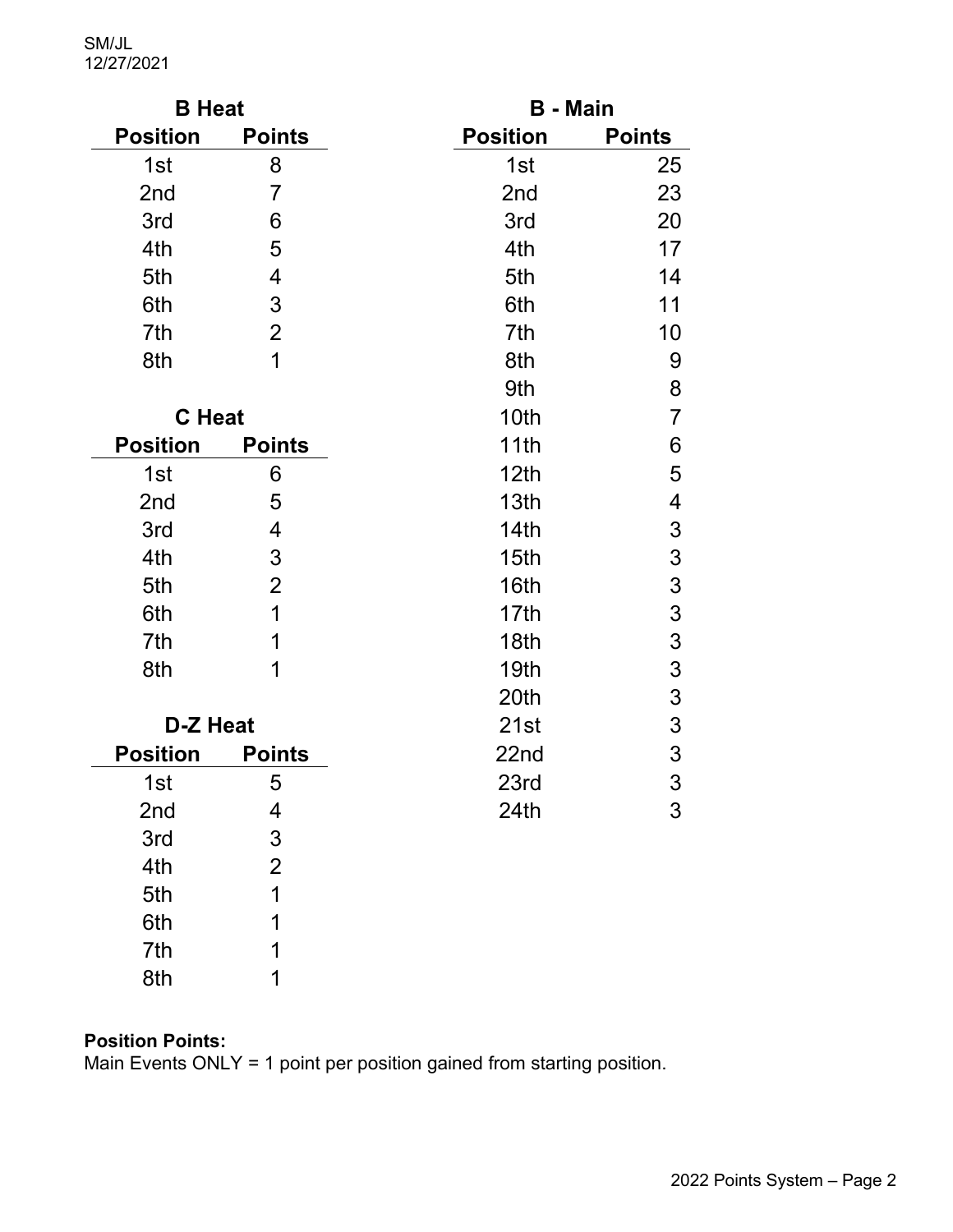SM/JL
12/27/2021

### B Heat

| Position | Points |
|---|---|
| 1st | 8 |
| 2nd | 7 |
| 3rd | 6 |
| 4th | 5 |
| 5th | 4 |
| 6th | 3 |
| 7th | 2 |
| 8th | 1 |

### C Heat

| Position | Points |
|---|---|
| 1st | 6 |
| 2nd | 5 |
| 3rd | 4 |
| 4th | 3 |
| 5th | 2 |
| 6th | 1 |
| 7th | 1 |
| 8th | 1 |

### D-Z Heat

| Position | Points |
|---|---|
| 1st | 5 |
| 2nd | 4 |
| 3rd | 3 |
| 4th | 2 |
| 5th | 1 |
| 6th | 1 |
| 7th | 1 |
| 8th | 1 |

### B - Main

| Position | Points |
|---|---|
| 1st | 25 |
| 2nd | 23 |
| 3rd | 20 |
| 4th | 17 |
| 5th | 14 |
| 6th | 11 |
| 7th | 10 |
| 8th | 9 |
| 9th | 8 |
| 10th | 7 |
| 11th | 6 |
| 12th | 5 |
| 13th | 4 |
| 14th | 3 |
| 15th | 3 |
| 16th | 3 |
| 17th | 3 |
| 18th | 3 |
| 19th | 3 |
| 20th | 3 |
| 21st | 3 |
| 22nd | 3 |
| 23rd | 3 |
| 24th | 3 |

**Position Points:**
Main Events ONLY = 1 point per position gained from starting position.